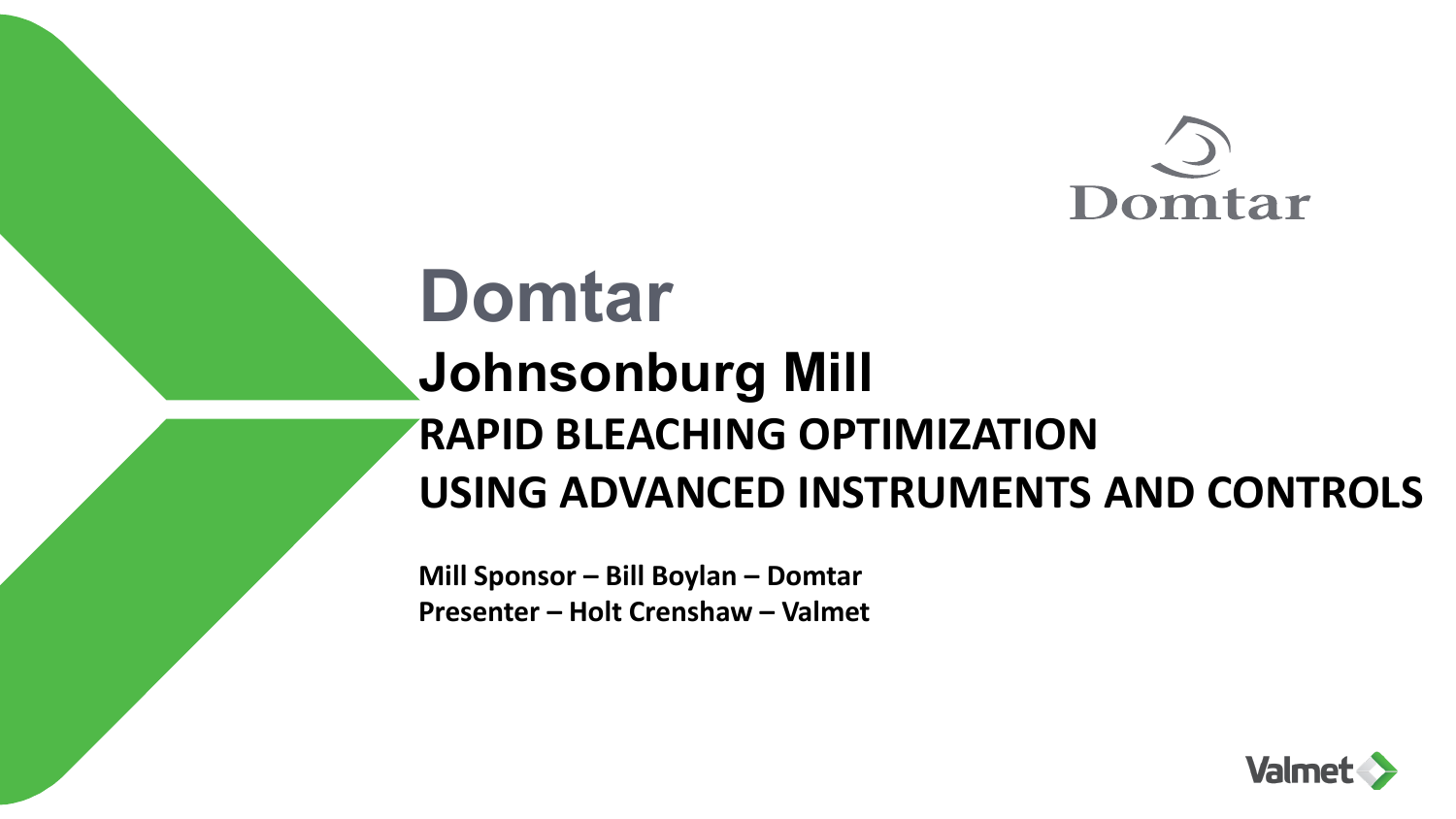# Domtar

## Johnsonburg Mill

### RAPID BLEACHING OPTIMIZATION USING ADVANCED INSTRUMENTS AND CONTROLS

**Mill Sponsor – Bill Boylan – Domtar**
**Presenter – Holt Crenshaw – Valmet**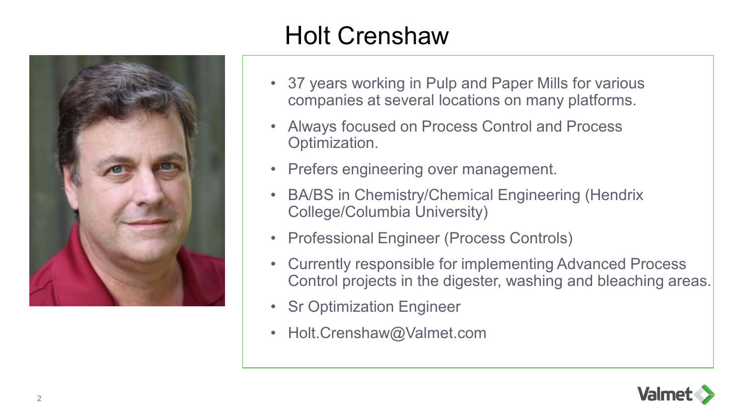# Holt Crenshaw

- 37 years working in Pulp and Paper Mills for various companies at several locations on many platforms.
- Always focused on Process Control and Process Optimization.
- Prefers engineering over management.
- BA/BS in Chemistry/Chemical Engineering (Hendrix College/Columbia University)
- Professional Engineer (Process Controls)
- Currently responsible for implementing Advanced Process Control projects in the digester, washing and bleaching areas.
- Sr Optimization Engineer
- Holt.Crenshaw@Valmet.com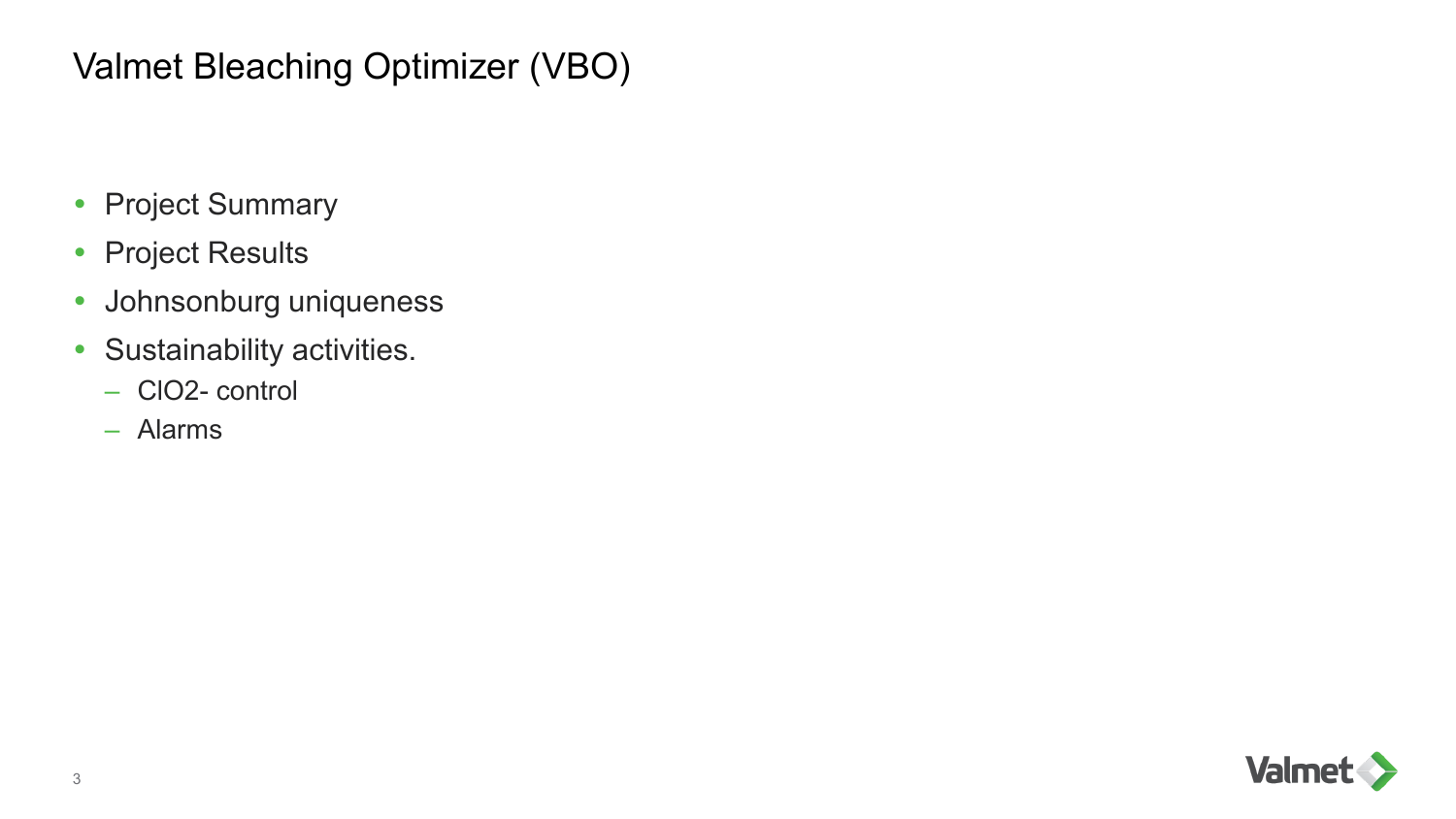# Valmet Bleaching Optimizer (VBO)

- Project Summary
- Project Results
- Johnsonburg uniqueness
- Sustainability activities.
  - ClO2- control
  - Alarms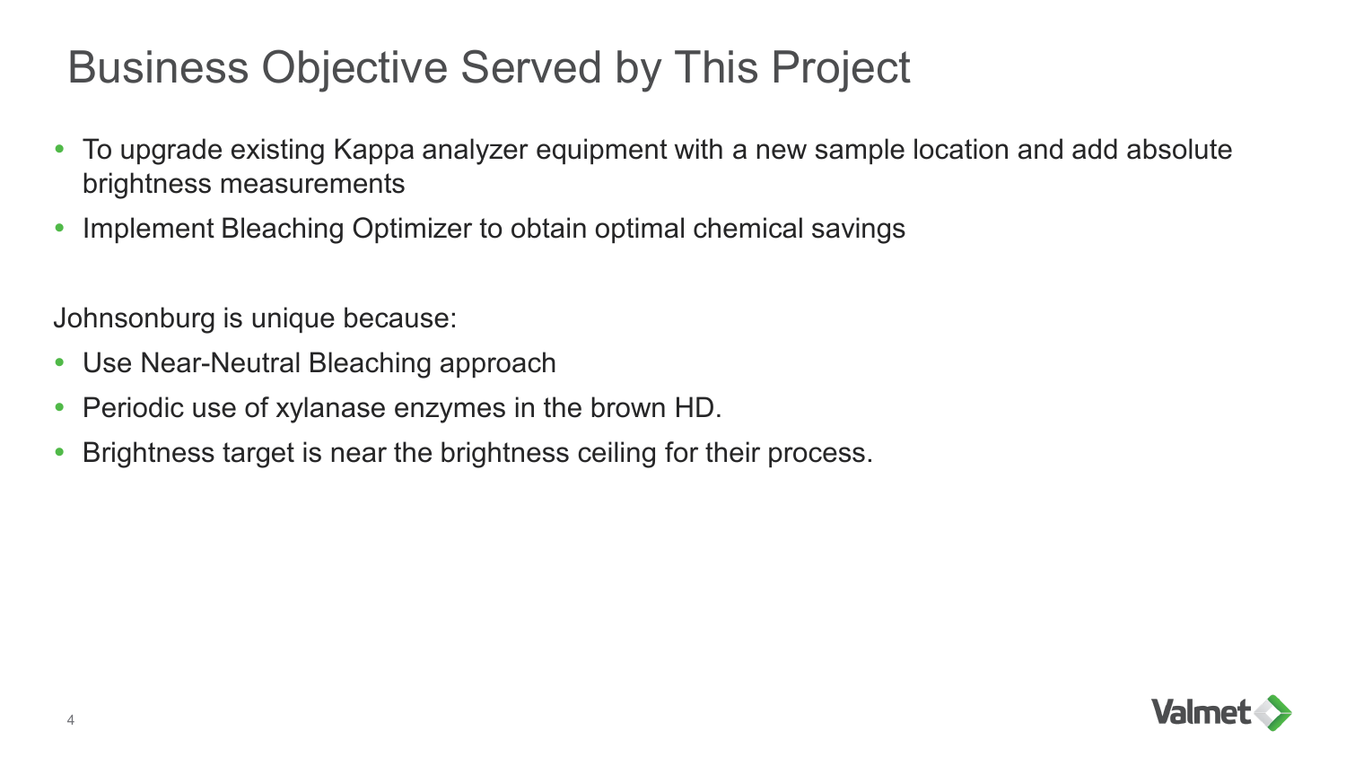# Business Objective Served by This Project

- To upgrade existing Kappa analyzer equipment with a new sample location and add absolute brightness measurements
- Implement Bleaching Optimizer to obtain optimal chemical savings

Johnsonburg is unique because:

- Use Near-Neutral Bleaching approach
- Periodic use of xylanase enzymes in the brown HD.
- Brightness target is near the brightness ceiling for their process.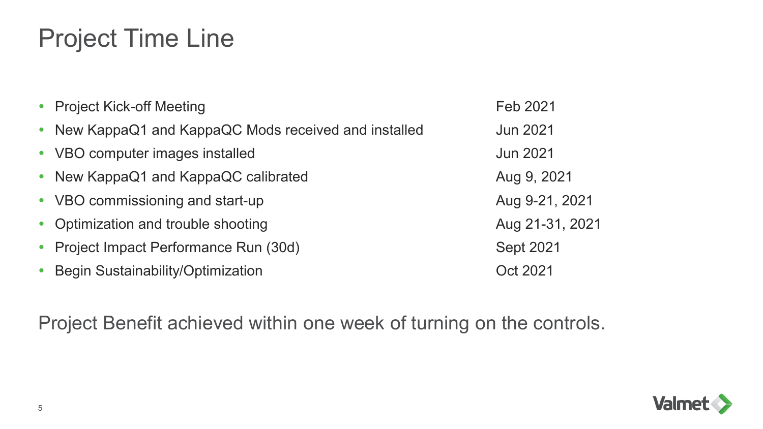# Project Time Line

| | |
|---|---|
| Project Kick-off Meeting | Feb 2021 |
| New KappaQ1 and KappaQC Mods received and installed | Jun 2021 |
| VBO computer images installed | Jun 2021 |
| New KappaQ1 and KappaQC calibrated | Aug 9, 2021 |
| VBO commissioning and start-up | Aug 9-21, 2021 |
| Optimization and trouble shooting | Aug 21-31, 2021 |
| Project Impact Performance Run (30d) | Sept 2021 |
| Begin Sustainability/Optimization | Oct 2021 |

Project Benefit achieved within one week of turning on the controls.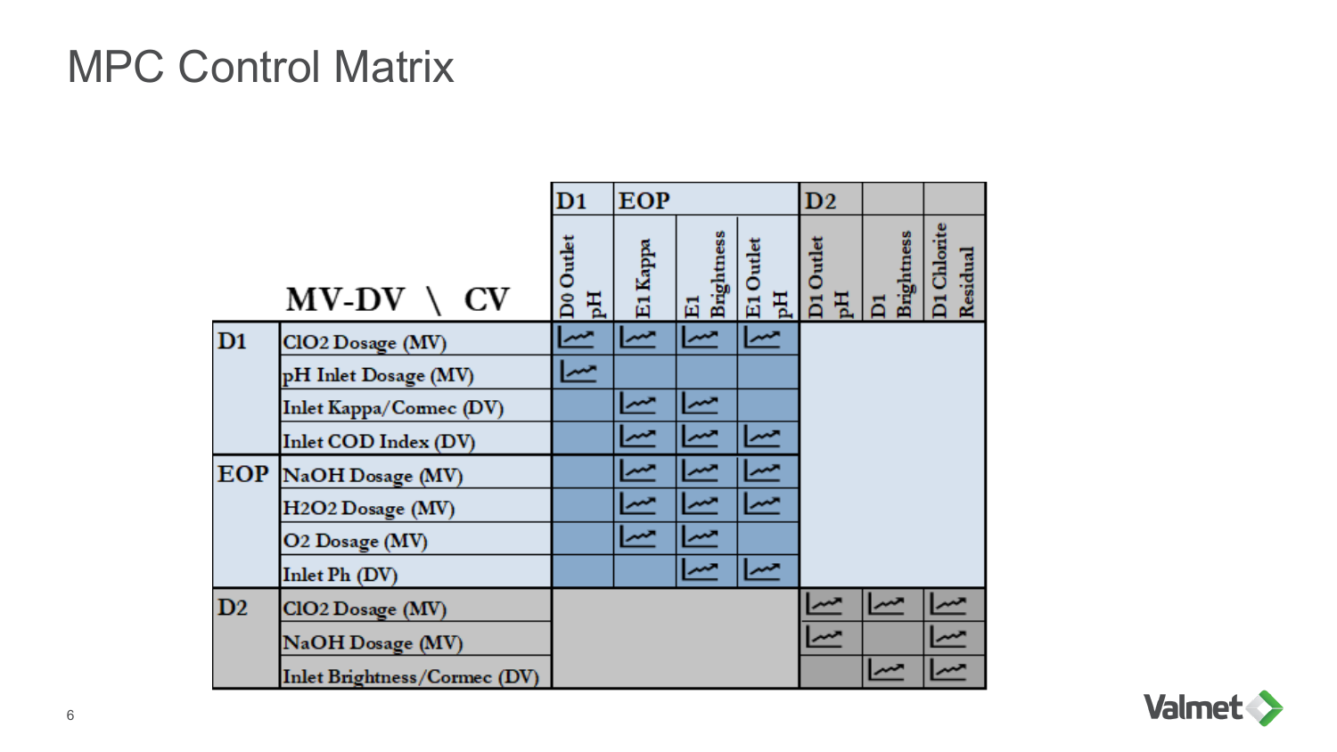# MPC Control Matrix

| | | D1 | EOP | | | D2 | | |
|---|---|---|---|---|---|---|---|---|
| | **MV-DV \ CV** | D0 Outlet pH | E1 Kappa | E1 Brightness | E1 Outlet pH | D1 Outlet pH | D1 Brightness | D1 Chlorite Residual |
| **D1** | ClO2 Dosage (MV) | ✓ | ✓ | ✓ | ✓ | | | |
| | pH Inlet Dosage (MV) | ✓ | | | | | | |
| | Inlet Kappa/Comec (DV) | | ✓ | ✓ | | | | |
| | Inlet COD Index (DV) | | ✓ | ✓ | ✓ | | | |
| **EOP** | NaOH Dosage (MV) | | ✓ | ✓ | ✓ | | | |
| | H2O2 Dosage (MV) | | ✓ | ✓ | ✓ | | | |
| | O2 Dosage (MV) | | ✓ | ✓ | | | | |
| | Inlet Ph (DV) | | | ✓ | ✓ | | | |
| **D2** | ClO2 Dosage (MV) | | | | | ✓ | ✓ | ✓ |
| | NaOH Dosage (MV) | | | | | ✓ | | ✓ |
| | Inlet Brightness/Cormec (DV) | | | | | | ✓ | ✓ |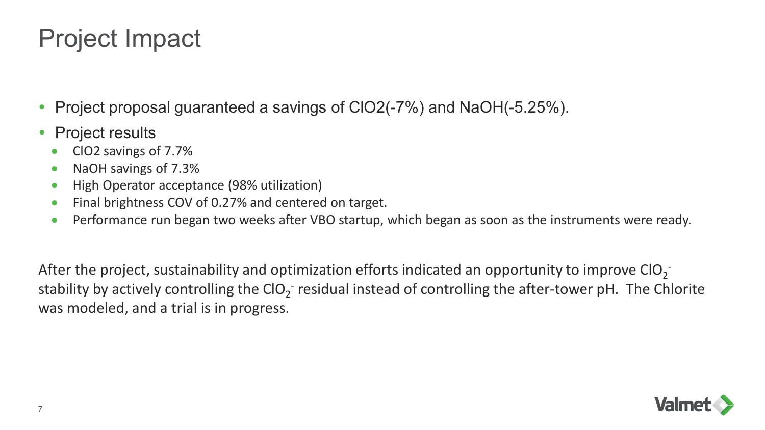# Project Impact

- Project proposal guaranteed a savings of ClO2(-7%) and NaOH(-5.25%).
- Project results
  - ClO2 savings of 7.7%
  - NaOH savings of 7.3%
  - High Operator acceptance (98% utilization)
  - Final brightness COV of 0.27% and centered on target.
  - Performance run began two weeks after VBO startup, which began as soon as the instruments were ready.

After the project, sustainability and optimization efforts indicated an opportunity to improve $ClO_2^-$ stability by actively controlling the $ClO_2^-$ residual instead of controlling the after-tower pH. The Chlorite was modeled, and a trial is in progress.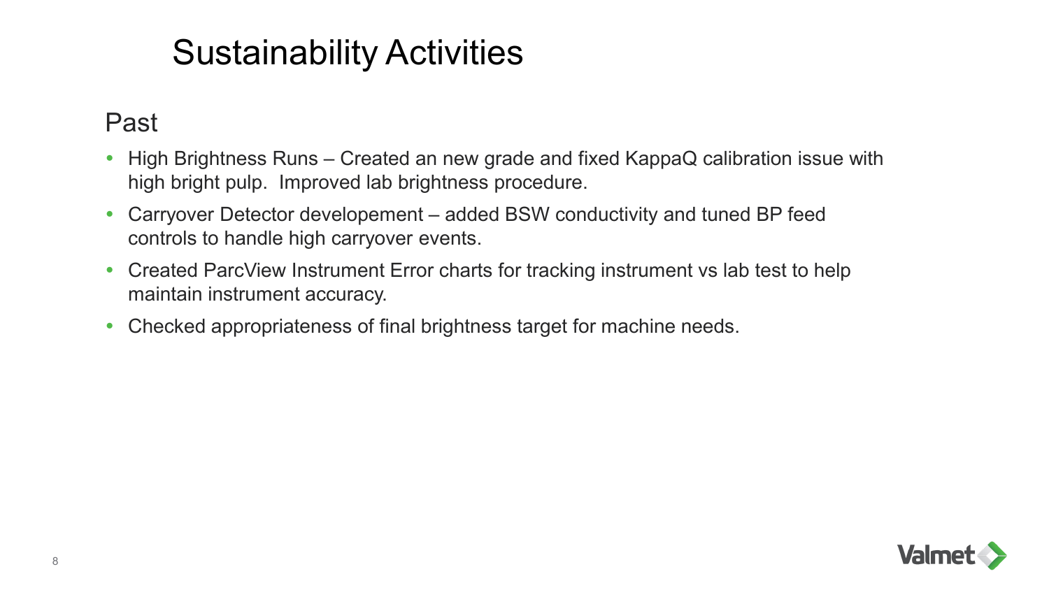# Sustainability Activities

## Past

- High Brightness Runs – Created an new grade and fixed KappaQ calibration issue with high bright pulp. Improved lab brightness procedure.
- Carryover Detector developement – added BSW conductivity and tuned BP feed controls to handle high carryover events.
- Created ParcView Instrument Error charts for tracking instrument vs lab test to help maintain instrument accuracy.
- Checked appropriateness of final brightness target for machine needs.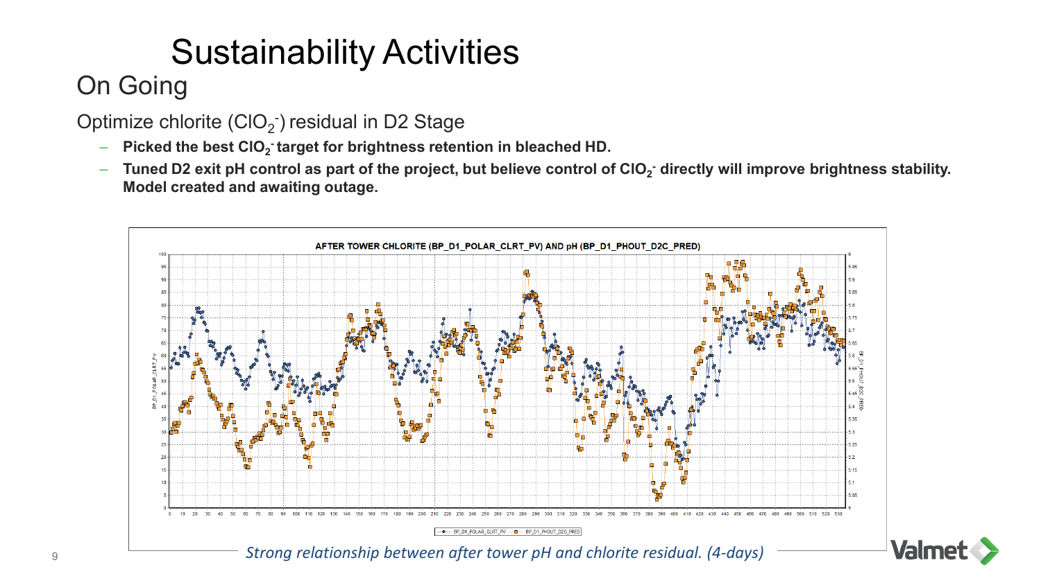# Sustainability Activities

## On Going

Optimize chlorite ($ClO_2^-$) residual in D2 Stage

- **Picked the best $ClO_2^-$ target for brightness retention in bleached HD.**
- **Tuned D2 exit pH control as part of the project, but believe control of $ClO_2^-$ directly will improve brightness stability. Model created and awaiting outage.**

AFTER TOWER CHLORITE (BP_D1_POLAR_CLRT_PV) AND pH (BP_D1_PHOUT_D2C_PRED)

*Strong relationship between after tower pH and chlorite residual. (4-days)*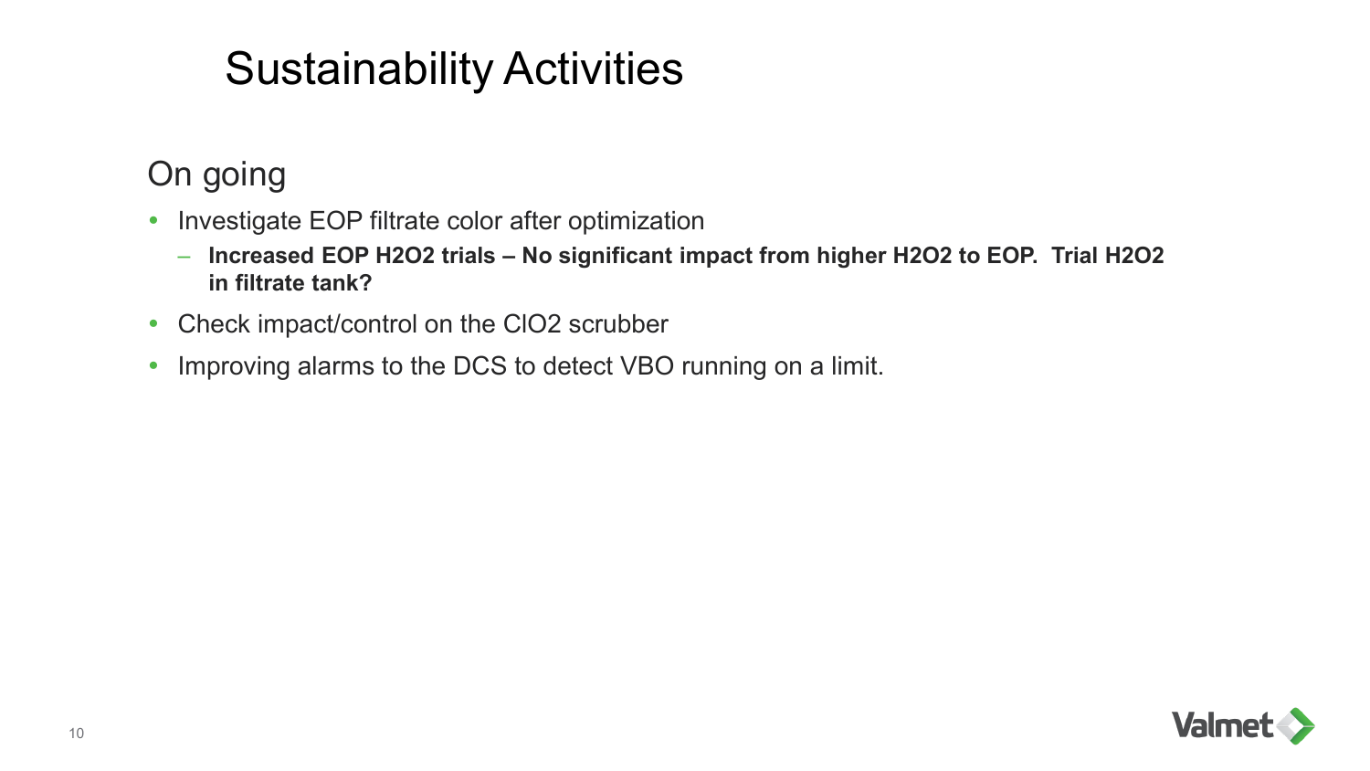# Sustainability Activities

## On going

- Investigate EOP filtrate color after optimization
  - **Increased EOP $H_2O_2$ trials – No significant impact from higher $H_2O_2$ to EOP. Trial $H_2O_2$ in filtrate tank?**
- Check impact/control on the $ClO_2$ scrubber
- Improving alarms to the DCS to detect VBO running on a limit.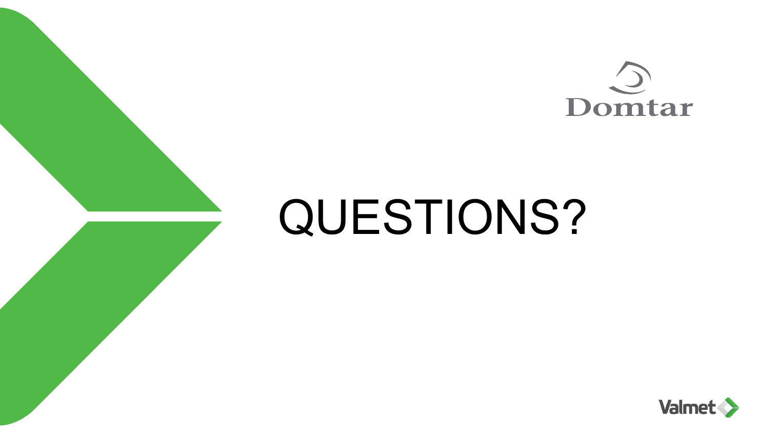Domtar

# QUESTIONS?

Valmet